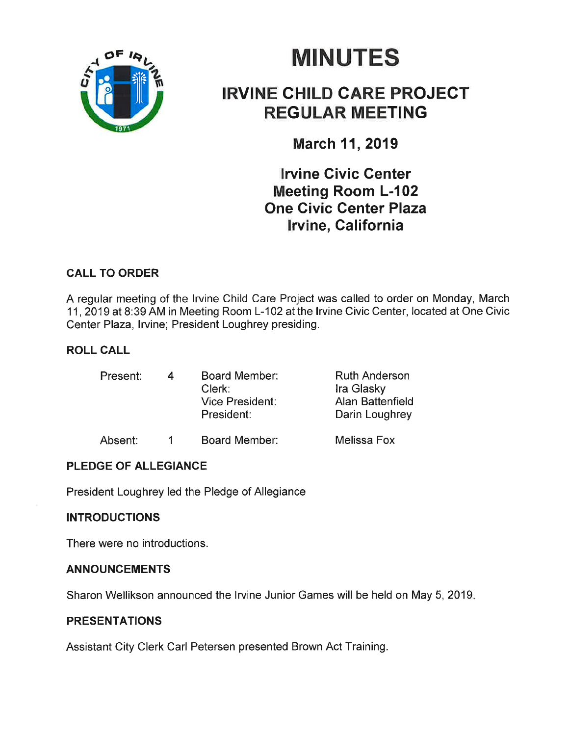# MINUTES

## IRVINE CHILD CARE PROJECT REGULAR MEETING

### March 11, 2019

### Irvine Civic Center
### Meeting Room L-102
### One Civic Center Plaza
### Irvine, California

## CALL TO ORDER

A regular meeting of the Irvine Child Care Project was called to order on Monday, March 11, 2019 at 8:39 AM in Meeting Room L-102 at the Irvine Civic Center, located at One Civic Center Plaza, Irvine; President Loughrey presiding.

## ROLL CALL

| | | | |
|---|---|---|---|
| Present: | 4 | Board Member: | Ruth Anderson |
| | | Clerk: | Ira Glasky |
| | | Vice President: | Alan Battenfield |
| | | President: | Darin Loughrey |
| Absent: | 1 | Board Member: | Melissa Fox |

## PLEDGE OF ALLEGIANCE

President Loughrey led the Pledge of Allegiance

## INTRODUCTIONS

There were no introductions.

## ANNOUNCEMENTS

Sharon Wellikson announced the Irvine Junior Games will be held on May 5, 2019.

## PRESENTATIONS

Assistant City Clerk Carl Petersen presented Brown Act Training.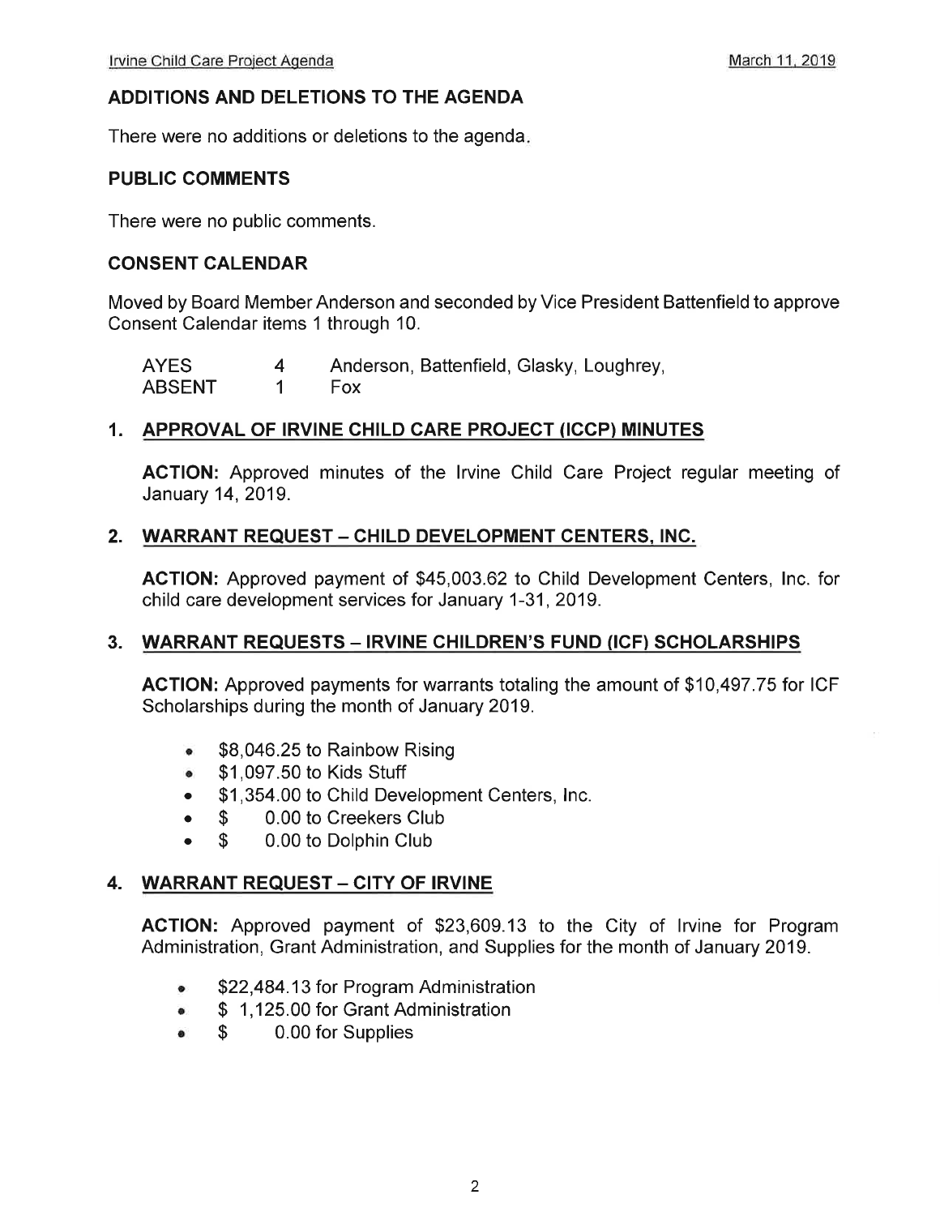## ADDITIONS AND DELETIONS TO THE AGENDA

There were no additions or deletions to the agenda.

## PUBLIC COMMENTS

There were no public comments.

## CONSENT CALENDAR

Moved by Board Member Anderson and seconded by Vice President Battenfield to approve Consent Calendar items 1 through 10.

| | | |
|---|---|---|
| AYES | 4 | Anderson, Battenfield, Glasky, Loughrey, |
| ABSENT | 1 | Fox |

### 1. APPROVAL OF IRVINE CHILD CARE PROJECT (ICCP) MINUTES

**ACTION:** Approved minutes of the Irvine Child Care Project regular meeting of January 14, 2019.

### 2. WARRANT REQUEST – CHILD DEVELOPMENT CENTERS, INC.

**ACTION:** Approved payment of $45,003.62 to Child Development Centers, Inc. for child care development services for January 1-31, 2019.

### 3. WARRANT REQUESTS – IRVINE CHILDREN'S FUND (ICF) SCHOLARSHIPS

**ACTION:** Approved payments for warrants totaling the amount of $10,497.75 for ICF Scholarships during the month of January 2019.

- $8,046.25 to Rainbow Rising
- $1,097.50 to Kids Stuff
- $1,354.00 to Child Development Centers, Inc.
- $ 0.00 to Creekers Club
- $ 0.00 to Dolphin Club

### 4. WARRANT REQUEST – CITY OF IRVINE

**ACTION:** Approved payment of $23,609.13 to the City of Irvine for Program Administration, Grant Administration, and Supplies for the month of January 2019.

- $22,484.13 for Program Administration
- $ 1,125.00 for Grant Administration
- $ 0.00 for Supplies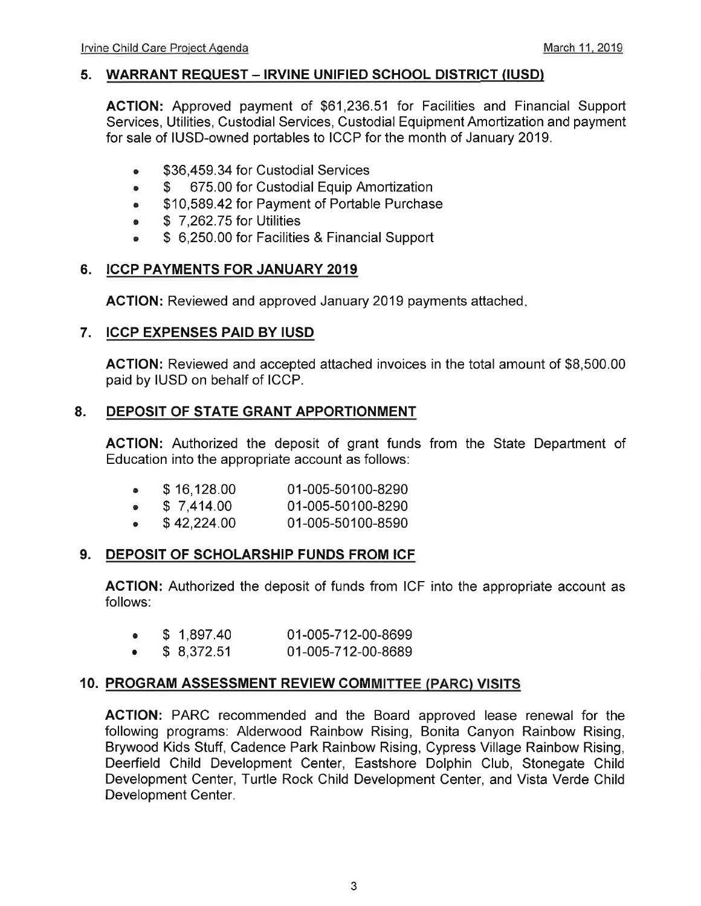## 5. WARRANT REQUEST – IRVINE UNIFIED SCHOOL DISTRICT (IUSD)

**ACTION:** Approved payment of $61,236.51 for Facilities and Financial Support Services, Utilities, Custodial Services, Custodial Equipment Amortization and payment for sale of IUSD-owned portables to ICCP for the month of January 2019.

- $36,459.34 for Custodial Services
- $ 675.00 for Custodial Equip Amortization
- $10,589.42 for Payment of Portable Purchase
- $ 7,262.75 for Utilities
- $ 6,250.00 for Facilities & Financial Support

## 6. ICCP PAYMENTS FOR JANUARY 2019

**ACTION:** Reviewed and approved January 2019 payments attached.

## 7. ICCP EXPENSES PAID BY IUSD

**ACTION:** Reviewed and accepted attached invoices in the total amount of $8,500.00 paid by IUSD on behalf of ICCP.

## 8. DEPOSIT OF STATE GRANT APPORTIONMENT

**ACTION:** Authorized the deposit of grant funds from the State Department of Education into the appropriate account as follows:

- $ 16,128.00 01-005-50100-8290
- $ 7,414.00 01-005-50100-8290
- $ 42,224.00 01-005-50100-8590

## 9. DEPOSIT OF SCHOLARSHIP FUNDS FROM ICF

**ACTION:** Authorized the deposit of funds from ICF into the appropriate account as follows:

- $ 1,897.40 01-005-712-00-8699
- $ 8,372.51 01-005-712-00-8689

## 10. PROGRAM ASSESSMENT REVIEW COMMITTEE (PARC) VISITS

**ACTION:** PARC recommended and the Board approved lease renewal for the following programs: Alderwood Rainbow Rising, Bonita Canyon Rainbow Rising, Brywood Kids Stuff, Cadence Park Rainbow Rising, Cypress Village Rainbow Rising, Deerfield Child Development Center, Eastshore Dolphin Club, Stonegate Child Development Center, Turtle Rock Child Development Center, and Vista Verde Child Development Center.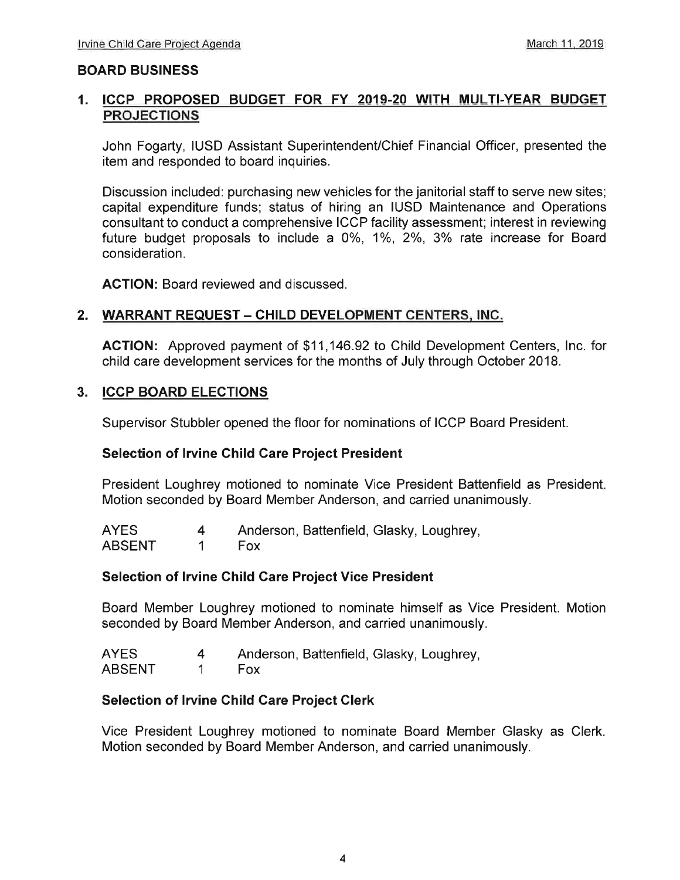## BOARD BUSINESS

### 1. ICCP PROPOSED BUDGET FOR FY 2019-20 WITH MULTI-YEAR BUDGET PROJECTIONS

John Fogarty, IUSD Assistant Superintendent/Chief Financial Officer, presented the item and responded to board inquiries.

Discussion included: purchasing new vehicles for the janitorial staff to serve new sites; capital expenditure funds; status of hiring an IUSD Maintenance and Operations consultant to conduct a comprehensive ICCP facility assessment; interest in reviewing future budget proposals to include a 0%, 1%, 2%, 3% rate increase for Board consideration.

**ACTION:** Board reviewed and discussed.

### 2. WARRANT REQUEST – CHILD DEVELOPMENT CENTERS, INC.

**ACTION:** Approved payment of $11,146.92 to Child Development Centers, Inc. for child care development services for the months of July through October 2018.

### 3. ICCP BOARD ELECTIONS

Supervisor Stubbler opened the floor for nominations of ICCP Board President.

**Selection of Irvine Child Care Project President**

President Loughrey motioned to nominate Vice President Battenfield as President. Motion seconded by Board Member Anderson, and carried unanimously.

| | | |
|---|---|---|
| AYES | 4 | Anderson, Battenfield, Glasky, Loughrey, |
| ABSENT | 1 | Fox |

**Selection of Irvine Child Care Project Vice President**

Board Member Loughrey motioned to nominate himself as Vice President. Motion seconded by Board Member Anderson, and carried unanimously.

| | | |
|---|---|---|
| AYES | 4 | Anderson, Battenfield, Glasky, Loughrey, |
| ABSENT | 1 | Fox |

**Selection of Irvine Child Care Project Clerk**

Vice President Loughrey motioned to nominate Board Member Glasky as Clerk. Motion seconded by Board Member Anderson, and carried unanimously.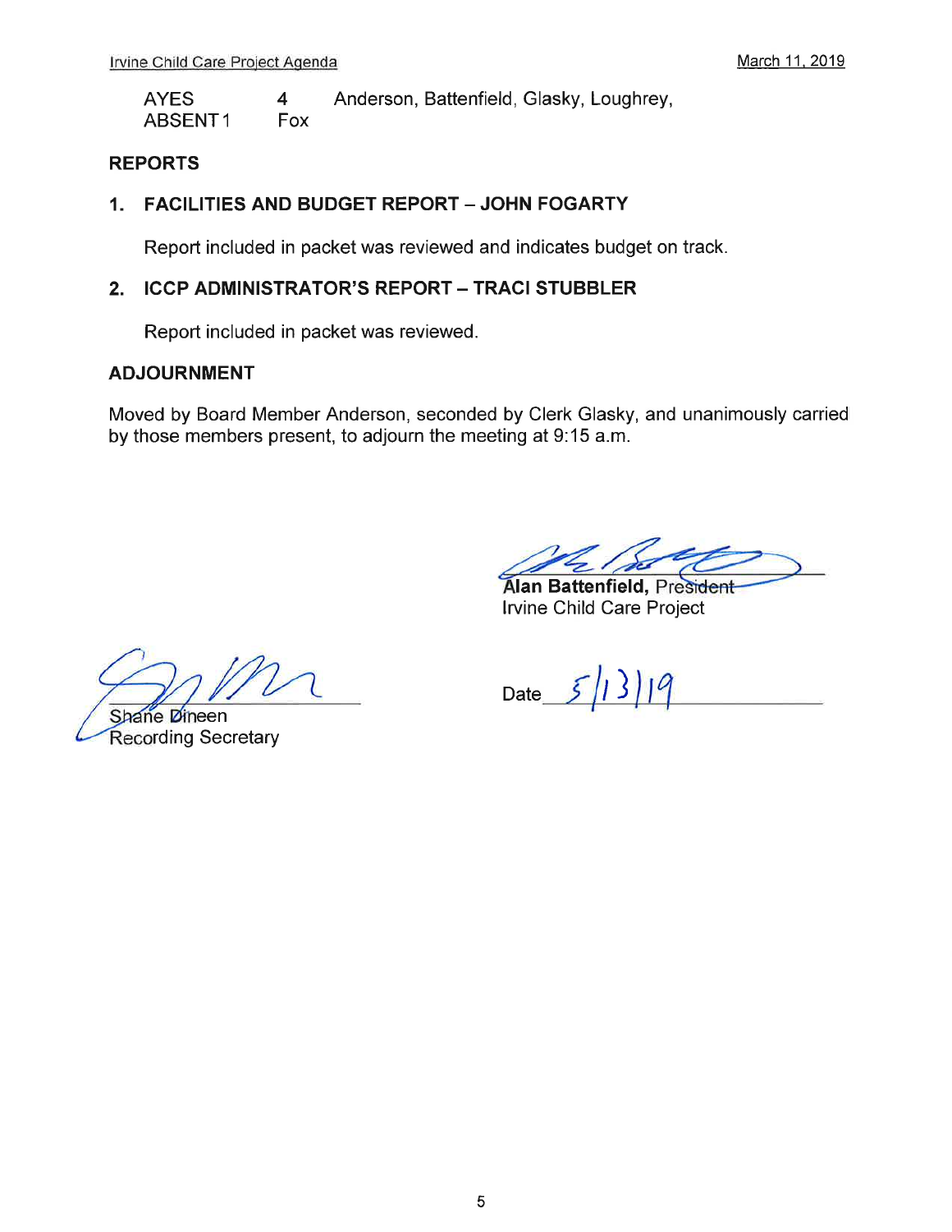| | | |
|---|---|---|
| AYES | 4 | Anderson, Battenfield, Glasky, Loughrey, |
| ABSENT 1 | Fox | |

## REPORTS

### 1. FACILITIES AND BUDGET REPORT – JOHN FOGARTY

Report included in packet was reviewed and indicates budget on track.

### 2. ICCP ADMINISTRATOR'S REPORT – TRACI STUBBLER

Report included in packet was reviewed.

## ADJOURNMENT

Moved by Board Member Anderson, seconded by Clerk Glasky, and unanimously carried by those members present, to adjourn the meeting at 9:15 a.m.

**Alan Battenfield,** President
Irvine Child Care Project

Shane Dineen
Recording Secretary

Date 5/13/19